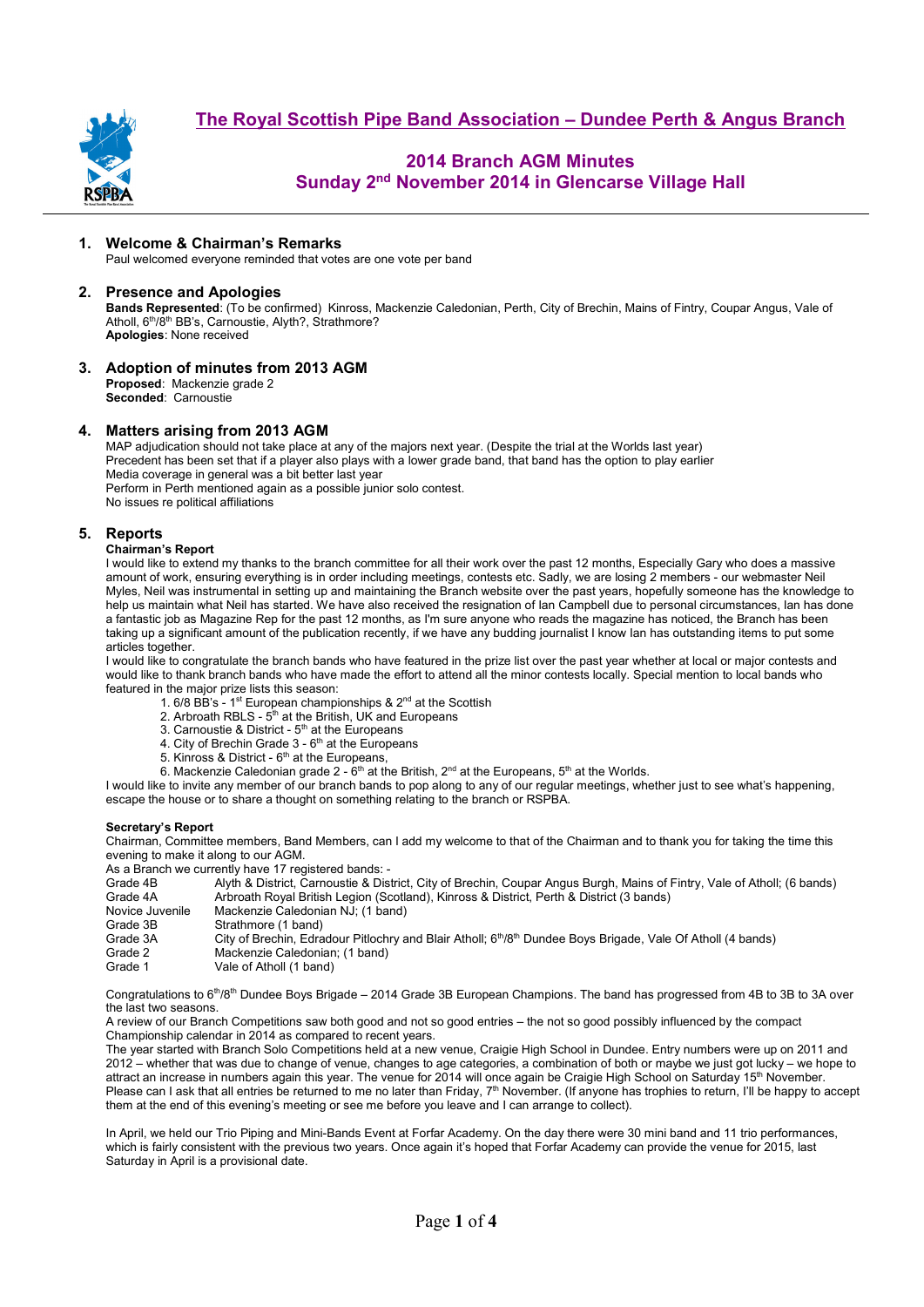# The Royal Scottish Pipe Band Association – Dundee Perth & Angus Branch

## 2014 Branch AGM Minutes
## Sunday 2nd November 2014 in Glencarse Village Hall

### 1. Welcome & Chairman's Remarks

Paul welcomed everyone reminded that votes are one vote per band

### 2. Presence and Apologies

**Bands Represented**: (To be confirmed) Kinross, Mackenzie Caledonian, Perth, City of Brechin, Mains of Fintry, Coupar Angus, Vale of Atholl, 6th/8th BB's, Carnoustie, Alyth?, Strathmore?
**Apologies**: None received

### 3. Adoption of minutes from 2013 AGM

**Proposed**: Mackenzie grade 2
**Seconded**: Carnoustie

### 4. Matters arising from 2013 AGM

MAP adjudication should not take place at any of the majors next year. (Despite the trial at the Worlds last year)
Precedent has been set that if a player also plays with a lower grade band, that band has the option to play earlier
Media coverage in general was a bit better last year
Perform in Perth mentioned again as a possible junior solo contest.
No issues re political affiliations

### 5. Reports

**Chairman's Report**

I would like to extend my thanks to the branch committee for all their work over the past 12 months, Especially Gary who does a massive amount of work, ensuring everything is in order including meetings, contests etc. Sadly, we are losing 2 members - our webmaster Neil Myles, Neil was instrumental in setting up and maintaining the Branch website over the past years, hopefully someone has the knowledge to help us maintain what Neil has started. We have also received the resignation of Ian Campbell due to personal circumstances, Ian has done a fantastic job as Magazine Rep for the past 12 months, as I'm sure anyone who reads the magazine has noticed, the Branch has been taking up a significant amount of the publication recently, if we have any budding journalist I know Ian has outstanding items to put some articles together.

I would like to congratulate the branch bands who have featured in the prize list over the past year whether at local or major contests and would like to thank branch bands who have made the effort to attend all the minor contests locally. Special mention to local bands who featured in the major prize lists this season:

1. 6/8 BB's - 1st European championships & 2nd at the Scottish
2. Arbroath RBLS - 5th at the British, UK and Europeans
3. Carnoustie & District - 5th at the Europeans
4. City of Brechin Grade 3 - 6th at the Europeans
5. Kinross & District - 6th at the Europeans,
6. Mackenzie Caledonian grade 2 - 6th at the British, 2nd at the Europeans, 5th at the Worlds.

I would like to invite any member of our branch bands to pop along to any of our regular meetings, whether just to see what's happening, escape the house or to share a thought on something relating to the branch or RSPBA.

**Secretary's Report**

Chairman, Committee members, Band Members, can I add my welcome to that of the Chairman and to thank you for taking the time this evening to make it along to our AGM.

As a Branch we currently have 17 registered bands: -

| | |
|---|---|
| Grade 4B | Alyth & District, Carnoustie & District, City of Brechin, Coupar Angus Burgh, Mains of Fintry, Vale of Atholl; (6 bands) |
| Grade 4A | Arbroath Royal British Legion (Scotland), Kinross & District, Perth & District (3 bands) |
| Novice Juvenile | Mackenzie Caledonian NJ; (1 band) |
| Grade 3B | Strathmore (1 band) |
| Grade 3A | City of Brechin, Edradour Pitlochry and Blair Atholl; 6th/8th Dundee Boys Brigade, Vale Of Atholl (4 bands) |
| Grade 2 | Mackenzie Caledonian; (1 band) |
| Grade 1 | Vale of Atholl (1 band) |

Congratulations to 6th/8th Dundee Boys Brigade – 2014 Grade 3B European Champions. The band has progressed from 4B to 3B to 3A over the last two seasons.

A review of our Branch Competitions saw both good and not so good entries – the not so good possibly influenced by the compact Championship calendar in 2014 as compared to recent years.

The year started with Branch Solo Competitions held at a new venue, Craigie High School in Dundee. Entry numbers were up on 2011 and 2012 – whether that was due to change of venue, changes to age categories, a combination of both or maybe we just got lucky – we hope to attract an increase in numbers again this year. The venue for 2014 will once again be Craigie High School on Saturday 15th November. Please can I ask that all entries be returned to me no later than Friday, 7th November. (If anyone has trophies to return, I'll be happy to accept them at the end of this evening's meeting or see me before you leave and I can arrange to collect).

In April, we held our Trio Piping and Mini-Bands Event at Forfar Academy. On the day there were 30 mini band and 11 trio performances, which is fairly consistent with the previous two years. Once again it's hoped that Forfar Academy can provide the venue for 2015, last Saturday in April is a provisional date.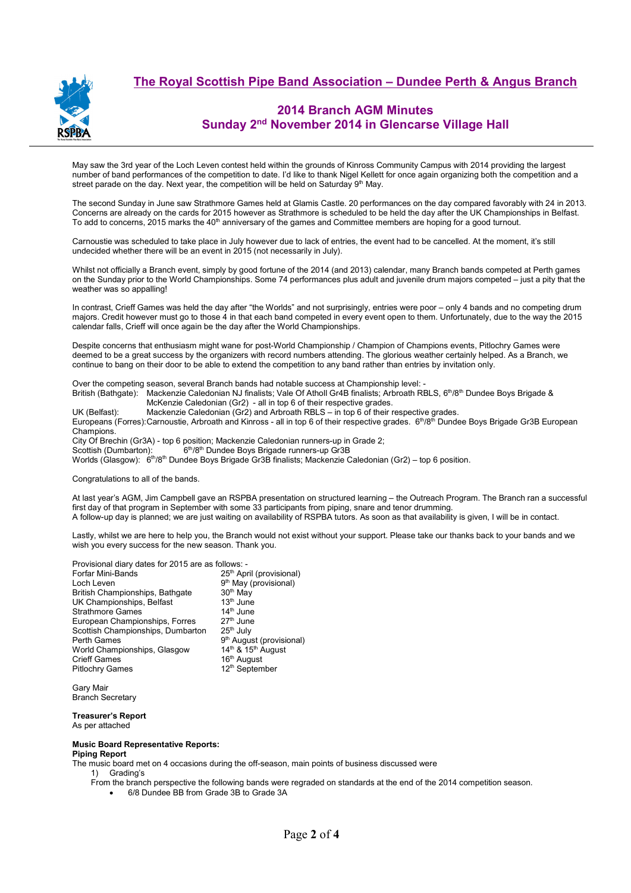# The Royal Scottish Pipe Band Association – Dundee Perth & Angus Branch

## 2014 Branch AGM Minutes
## Sunday 2nd November 2014 in Glencarse Village Hall

May saw the 3rd year of the Loch Leven contest held within the grounds of Kinross Community Campus with 2014 providing the largest number of band performances of the competition to date. I'd like to thank Nigel Kellett for once again organizing both the competition and a street parade on the day. Next year, the competition will be held on Saturday 9th May.

The second Sunday in June saw Strathmore Games held at Glamis Castle. 20 performances on the day compared favorably with 24 in 2013. Concerns are already on the cards for 2015 however as Strathmore is scheduled to be held the day after the UK Championships in Belfast. To add to concerns, 2015 marks the 40th anniversary of the games and Committee members are hoping for a good turnout.

Carnoustie was scheduled to take place in July however due to lack of entries, the event had to be cancelled. At the moment, it's still undecided whether there will be an event in 2015 (not necessarily in July).

Whilst not officially a Branch event, simply by good fortune of the 2014 (and 2013) calendar, many Branch bands competed at Perth games on the Sunday prior to the World Championships. Some 74 performances plus adult and juvenile drum majors competed – just a pity that the weather was so appalling!

In contrast, Crieff Games was held the day after "the Worlds" and not surprisingly, entries were poor – only 4 bands and no competing drum majors. Credit however must go to those 4 in that each band competed in every event open to them. Unfortunately, due to the way the 2015 calendar falls, Crieff will once again be the day after the World Championships.

Despite concerns that enthusiasm might wane for post-World Championship / Champion of Champions events, Pitlochry Games were deemed to be a great success by the organizers with record numbers attending. The glorious weather certainly helped. As a Branch, we continue to bang on their door to be able to extend the competition to any band rather than entries by invitation only.

Over the competing season, several Branch bands had notable success at Championship level: -

British (Bathgate): Mackenzie Caledonian NJ finalists; Vale Of Atholl Gr4B finalists; Arbroath RBLS, 6th/8th Dundee Boys Brigade & McKenzie Caledonian (Gr2) - all in top 6 of their respective grades.

UK (Belfast): Mackenzie Caledonian (Gr2) and Arbroath RBLS – in top 6 of their respective grades.

Europeans (Forres): Carnoustie, Arbroath and Kinross - all in top 6 of their respective grades. 6th/8th Dundee Boys Brigade Gr3B European Champions.

City Of Brechin (Gr3A) - top 6 position; Mackenzie Caledonian runners-up in Grade 2;

Scottish (Dumbarton): 6th/8th Dundee Boys Brigade runners-up Gr3B

Worlds (Glasgow): 6th/8th Dundee Boys Brigade Gr3B finalists; Mackenzie Caledonian (Gr2) – top 6 position.

Congratulations to all of the bands.

At last year's AGM, Jim Campbell gave an RSPBA presentation on structured learning – the Outreach Program. The Branch ran a successful first day of that program in September with some 33 participants from piping, snare and tenor drumming.
A follow-up day is planned; we are just waiting on availability of RSPBA tutors. As soon as that availability is given, I will be in contact.

Lastly, whilst we are here to help you, the Branch would not exist without your support. Please take our thanks back to your bands and we wish you every success for the new season. Thank you.

Provisional diary dates for 2015 are as follows: -

| | |
|---|---|
| Forfar Mini-Bands | 25th April (provisional) |
| Loch Leven | 9th May (provisional) |
| British Championships, Bathgate | 30th May |
| UK Championships, Belfast | 13th June |
| Strathmore Games | 14th June |
| European Championships, Forres | 27th June |
| Scottish Championships, Dumbarton | 25th July |
| Perth Games | 9th August (provisional) |
| World Championships, Glasgow | 14th & 15th August |
| Crieff Games | 16th August |
| Pitlochry Games | 12th September |

Gary Mair
Branch Secretary

**Treasurer's Report**
As per attached

**Music Board Representative Reports:**
**Piping Report**
The music board met on 4 occasions during the off-season, main points of business discussed were

1) Grading's

From the branch perspective the following bands were regraded on standards at the end of the 2014 competition season.

- 6/8 Dundee BB from Grade 3B to Grade 3A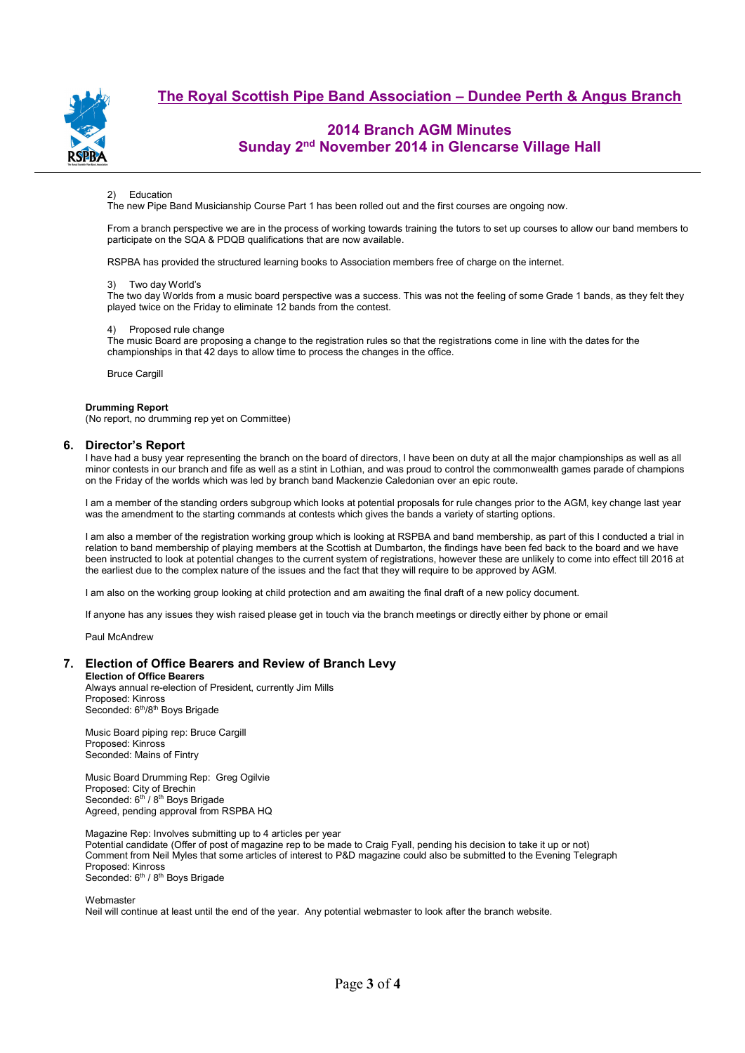2) Education

The new Pipe Band Musicianship Course Part 1 has been rolled out and the first courses are ongoing now.

From a branch perspective we are in the process of working towards training the tutors to set up courses to allow our band members to participate on the SQA & PDQB qualifications that are now available.

RSPBA has provided the structured learning books to Association members free of charge on the internet.

3) Two day World's

The two day Worlds from a music board perspective was a success. This was not the feeling of some Grade 1 bands, as they felt they played twice on the Friday to eliminate 12 bands from the contest.

4) Proposed rule change

The music Board are proposing a change to the registration rules so that the registrations come in line with the dates for the championships in that 42 days to allow time to process the changes in the office.

Bruce Cargill

**Drumming Report**

(No report, no drumming rep yet on Committee)

## 6. Director's Report

I have had a busy year representing the branch on the board of directors, I have been on duty at all the major championships as well as all minor contests in our branch and fife as well as a stint in Lothian, and was proud to control the commonwealth games parade of champions on the Friday of the worlds which was led by branch band Mackenzie Caledonian over an epic route.

I am a member of the standing orders subgroup which looks at potential proposals for rule changes prior to the AGM, key change last year was the amendment to the starting commands at contests which gives the bands a variety of starting options.

I am also a member of the registration working group which is looking at RSPBA and band membership, as part of this I conducted a trial in relation to band membership of playing members at the Scottish at Dumbarton, the findings have been fed back to the board and we have been instructed to look at potential changes to the current system of registrations, however these are unlikely to come into effect till 2016 at the earliest due to the complex nature of the issues and the fact that they will require to be approved by AGM.

I am also on the working group looking at child protection and am awaiting the final draft of a new policy document.

If anyone has any issues they wish raised please get in touch via the branch meetings or directly either by phone or email

Paul McAndrew

## 7. Election of Office Bearers and Review of Branch Levy

**Election of Office Bearers**

Always annual re-election of President, currently Jim Mills
Proposed: Kinross
Seconded: 6th/8th Boys Brigade

Music Board piping rep: Bruce Cargill
Proposed: Kinross
Seconded: Mains of Fintry

Music Board Drumming Rep: Greg Ogilvie
Proposed: City of Brechin
Seconded: 6th / 8th Boys Brigade
Agreed, pending approval from RSPBA HQ

Magazine Rep: Involves submitting up to 4 articles per year
Potential candidate (Offer of post of magazine rep to be made to Craig Fyall, pending his decision to take it up or not)
Comment from Neil Myles that some articles of interest to P&D magazine could also be submitted to the Evening Telegraph
Proposed: Kinross
Seconded: 6th / 8th Boys Brigade

Webmaster
Neil will continue at least until the end of the year. Any potential webmaster to look after the branch website.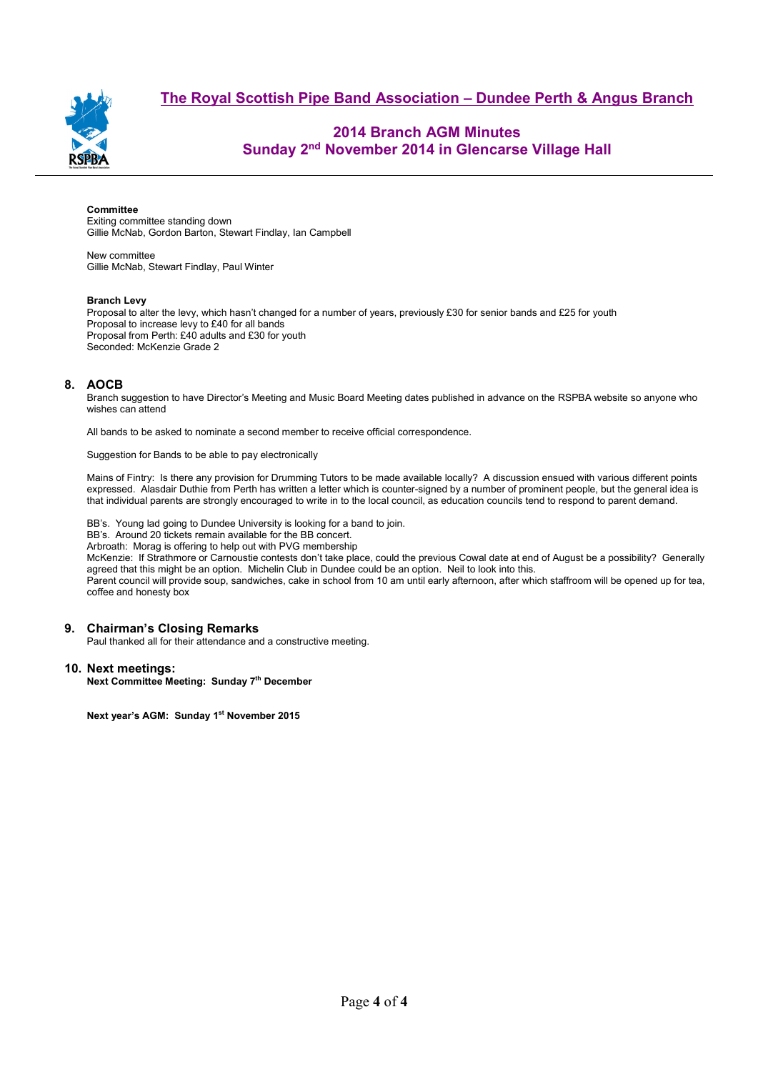# The Royal Scottish Pipe Band Association – Dundee Perth & Angus Branch

## 2014 Branch AGM Minutes
## Sunday 2nd November 2014 in Glencarse Village Hall

**Committee**
Exiting committee standing down
Gillie McNab, Gordon Barton, Stewart Findlay, Ian Campbell

New committee
Gillie McNab, Stewart Findlay, Paul Winter

**Branch Levy**
Proposal to alter the levy, which hasn't changed for a number of years, previously £30 for senior bands and £25 for youth
Proposal to increase levy to £40 for all bands
Proposal from Perth: £40 adults and £30 for youth
Seconded: McKenzie Grade 2

### 8. AOCB

Branch suggestion to have Director's Meeting and Music Board Meeting dates published in advance on the RSPBA website so anyone who wishes can attend

All bands to be asked to nominate a second member to receive official correspondence.

Suggestion for Bands to be able to pay electronically

Mains of Fintry: Is there any provision for Drumming Tutors to be made available locally? A discussion ensued with various different points expressed. Alasdair Duthie from Perth has written a letter which is counter-signed by a number of prominent people, but the general idea is that individual parents are strongly encouraged to write in to the local council, as education councils tend to respond to parent demand.

BB's. Young lad going to Dundee University is looking for a band to join.
BB's. Around 20 tickets remain available for the BB concert.
Arbroath: Morag is offering to help out with PVG membership
McKenzie: If Strathmore or Carnoustie contests don't take place, could the previous Cowal date at end of August be a possibility? Generally agreed that this might be an option. Michelin Club in Dundee could be an option. Neil to look into this.
Parent council will provide soup, sandwiches, cake in school from 10 am until early afternoon, after which staffroom will be opened up for tea, coffee and honesty box

### 9. Chairman's Closing Remarks

Paul thanked all for their attendance and a constructive meeting.

### 10. Next meetings:

**Next Committee Meeting: Sunday 7th December**

**Next year's AGM: Sunday 1st November 2015**